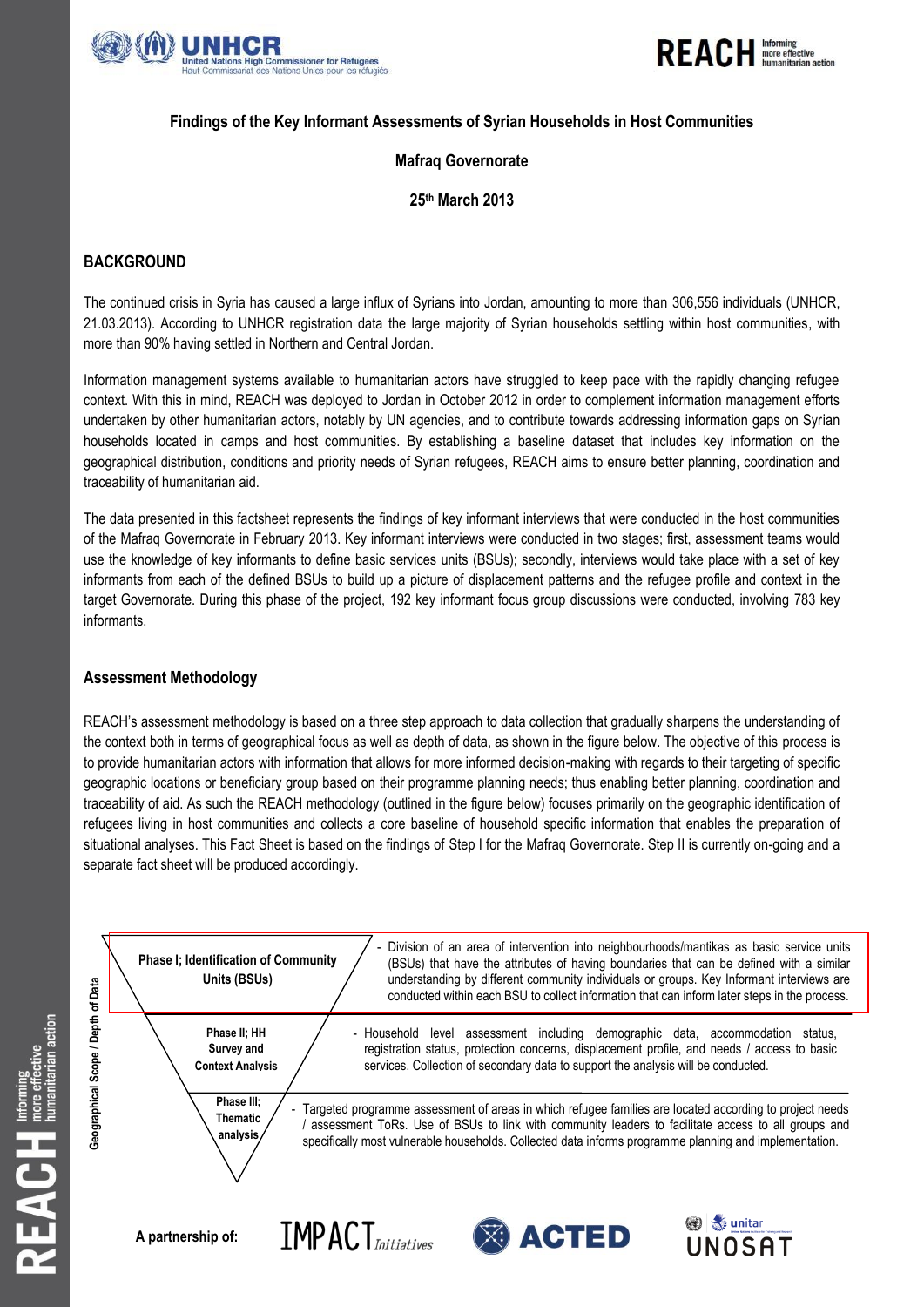**Findings of the Key Informant Assessments of Syrian Households in Host Communities**

**Mafraq Governorate**

**25th March 2013**

## BACKGROUND

The continued crisis in Syria has caused a large influx of Syrians into Jordan, amounting to more than 306,556 individuals (UNHCR, 21.03.2013). According to UNHCR registration data the large majority of Syrian households settling within host communities, with more than 90% having settled in Northern and Central Jordan.

Information management systems available to humanitarian actors have struggled to keep pace with the rapidly changing refugee context. With this in mind, REACH was deployed to Jordan in October 2012 in order to complement information management efforts undertaken by other humanitarian actors, notably by UN agencies, and to contribute towards addressing information gaps on Syrian households located in camps and host communities. By establishing a baseline dataset that includes key information on the geographical distribution, conditions and priority needs of Syrian refugees, REACH aims to ensure better planning, coordination and traceability of humanitarian aid.

The data presented in this factsheet represents the findings of key informant interviews that were conducted in the host communities of the Mafraq Governorate in February 2013. Key informant interviews were conducted in two stages; first, assessment teams would use the knowledge of key informants to define basic services units (BSUs); secondly, interviews would take place with a set of key informants from each of the defined BSUs to build up a picture of displacement patterns and the refugee profile and context in the target Governorate. During this phase of the project, 192 key informant focus group discussions were conducted, involving 783 key informants.

### Assessment Methodology

REACH's assessment methodology is based on a three step approach to data collection that gradually sharpens the understanding of the context both in terms of geographical focus as well as depth of data, as shown in the figure below. The objective of this process is to provide humanitarian actors with information that allows for more informed decision-making with regards to their targeting of specific geographic locations or beneficiary group based on their programme planning needs; thus enabling better planning, coordination and traceability of aid. As such the REACH methodology (outlined in the figure below) focuses primarily on the geographic identification of refugees living in host communities and collects a core baseline of household specific information that enables the preparation of situational analyses. This Fact Sheet is based on the findings of Step I for the Mafraq Governorate. Step II is currently on-going and a separate fact sheet will be produced accordingly.

Geographical Scope / Depth of Data

| Phase | Description |
| --- | --- |
| **Phase I; Identification of Community Units (BSUs)** | - Division of an area of intervention into neighbourhoods/mantikas as basic service units (BSUs) that have the attributes of having boundaries that can be defined with a similar understanding by different community individuals or groups. Key Informant interviews are conducted within each BSU to collect information that can inform later steps in the process. |
| **Phase II; HH Survey and Context Analysis** | - Household level assessment including demographic data, accommodation status, registration status, protection concerns, displacement profile, and needs / access to basic services. Collection of secondary data to support the analysis will be conducted. |
| **Phase III; Thematic analysis** | - Targeted programme assessment of areas in which refugee families are located according to project needs / assessment ToRs. Use of BSUs to link with community leaders to facilitate access to all groups and specifically most vulnerable households. Collected data informs programme planning and implementation. |

**A partnership of:** IMPACT Initiatives, ACTED, UNITAR UNOSAT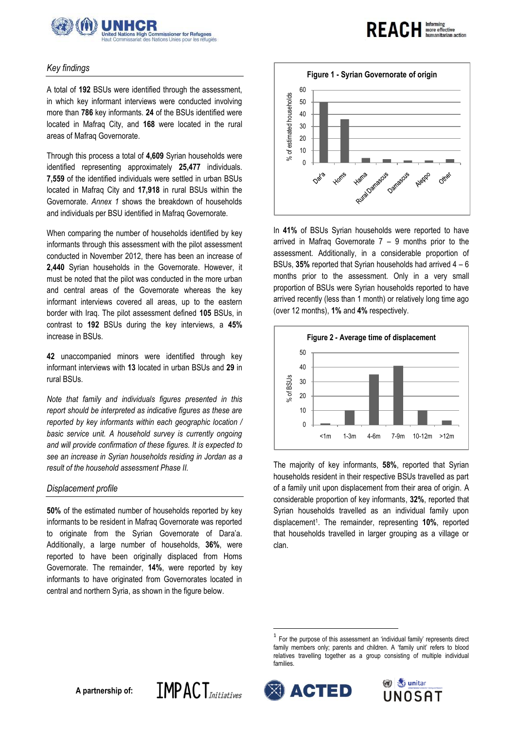## *Key findings*

A total of **192** BSUs were identified through the assessment, in which key informant interviews were conducted involving more than **786** key informants. **24** of the BSUs identified were located in Mafraq City, and **168** were located in the rural areas of Mafraq Governorate.

Through this process a total of **4,609** Syrian households were identified representing approximately **25,477** individuals. **7,559** of the identified individuals were settled in urban BSUs located in Mafraq City and **17,918** in rural BSUs within the Governorate. *Annex 1* shows the breakdown of households and individuals per BSU identified in Mafraq Governorate.

When comparing the number of households identified by key informants through this assessment with the pilot assessment conducted in November 2012, there has been an increase of **2,440** Syrian households in the Governorate. However, it must be noted that the pilot was conducted in the more urban and central areas of the Governorate whereas the key informant interviews covered all areas, up to the eastern border with Iraq. The pilot assessment defined **105** BSUs, in contrast to **192** BSUs during the key interviews, a **45%** increase in BSUs.

**42** unaccompanied minors were identified through key informant interviews with **13** located in urban BSUs and **29** in rural BSUs.

*Note that family and individuals figures presented in this report should be interpreted as indicative figures as these are reported by key informants within each geographic location / basic service unit. A household survey is currently ongoing and will provide confirmation of these figures. It is expected to see an increase in Syrian households residing in Jordan as a result of the household assessment Phase II.*

## *Displacement profile*

**50%** of the estimated number of households reported by key informants to be resident in Mafraq Governorate was reported to originate from the Syrian Governorate of Dara'a. Additionally, a large number of households, **36%**, were reported to have been originally displaced from Homs Governorate. The remainder, **14%**, were reported by key informants to have originated from Governorates located in central and northern Syria, as shown in the figure below.

**Figure 1 - Syrian Governorate of origin**

| Governorate | % of estimated households |
|---|---|
| Dar'a | 50 |
| Homs | 36 |
| Hama | 4 |
| Rural Damascus | 3 |
| Damascus | 2 |
| Aleppo | 2 |
| Other | 3 |

In **41%** of BSUs Syrian households were reported to have arrived in Mafraq Governorate 7 – 9 months prior to the assessment. Additionally, in a considerable proportion of BSUs, **35%** reported that Syrian households had arrived 4 – 6 months prior to the assessment. Only in a very small proportion of BSUs were Syrian households reported to have arrived recently (less than 1 month) or relatively long time ago (over 12 months), **1%** and **4%** respectively.

**Figure 2 - Average time of displacement**

| Time | % of BSUs |
|---|---|
| <1m | 1 |
| 1-3m | 10 |
| 4-6m | 35 |
| 7-9m | 41 |
| 10-12m | 10 |
| >12m | 3 |

The majority of key informants, **58%**, reported that Syrian households resident in their respective BSUs travelled as part of a family unit upon displacement from their area of origin. A considerable proportion of key informants, **32%**, reported that Syrian households travelled as an individual family upon displacement[1]. The remainder, representing **10%**, reported that households travelled in larger grouping as a village or clan.

[1] For the purpose of this assessment an 'individual family' represents direct family members only; parents and children. A 'family unit' refers to blood relatives travelling together as a group consisting of multiple individual families.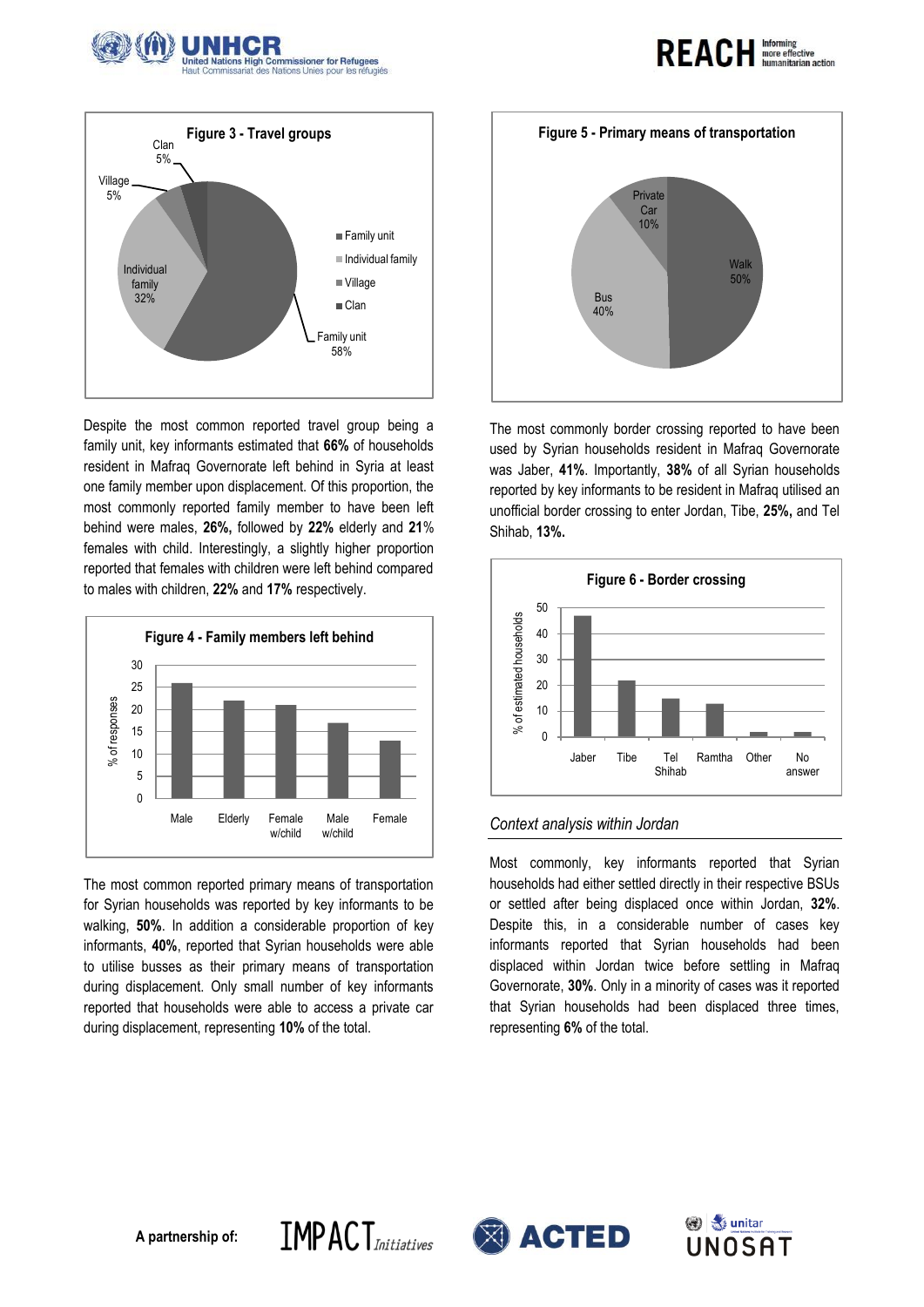**Figure 3 - Travel groups**

| Travel group | % |
|---|---|
| Family unit | 58% |
| Individual family | 32% |
| Village | 5% |
| Clan | 5% |

Despite the most common reported travel group being a family unit, key informants estimated that **66%** of households resident in Mafraq Governorate left behind in Syria at least one family member upon displacement. Of this proportion, the most commonly reported family member to have been left behind were males, **26%,** followed by **22%** elderly and **21**% females with child. Interestingly, a slightly higher proportion reported that females with children were left behind compared to males with children, **22%** and **17%** respectively.

**Figure 4 - Family members left behind**

| Family member | % of responses |
|---|---|
| Male | 26 |
| Elderly | 22 |
| Female w/child | 21 |
| Male w/child | 17 |
| Female | 13 |

The most common reported primary means of transportation for Syrian households was reported by key informants to be walking, **50%**. In addition a considerable proportion of key informants, **40%**, reported that Syrian households were able to utilise busses as their primary means of transportation during displacement. Only small number of key informants reported that households were able to access a private car during displacement, representing **10%** of the total.

**Figure 5 - Primary means of transportation**

| Means of transportation | % |
|---|---|
| Walk | 50% |
| Bus | 40% |
| Private Car | 10% |

The most commonly border crossing reported to have been used by Syrian households resident in Mafraq Governorate was Jaber, **41%**. Importantly, **38%** of all Syrian households reported by key informants to be resident in Mafraq utilised an unofficial border crossing to enter Jordan, Tibe, **25%,** and Tel Shihab, **13%.**

**Figure 6 - Border crossing**

| Border crossing | % of estimated households |
|---|---|
| Jaber | 47 |
| Tibe | 22 |
| Tel Shihab | 15 |
| Ramtha | 13 |
| Other | 2 |
| No answer | 2 |

### *Context analysis within Jordan*

Most commonly, key informants reported that Syrian households had either settled directly in their respective BSUs or settled after being displaced once within Jordan, **32%**. Despite this, in a considerable number of cases key informants reported that Syrian households had been displaced within Jordan twice before settling in Mafraq Governorate, **30%**. Only in a minority of cases was it reported that Syrian households had been displaced three times, representing **6%** of the total.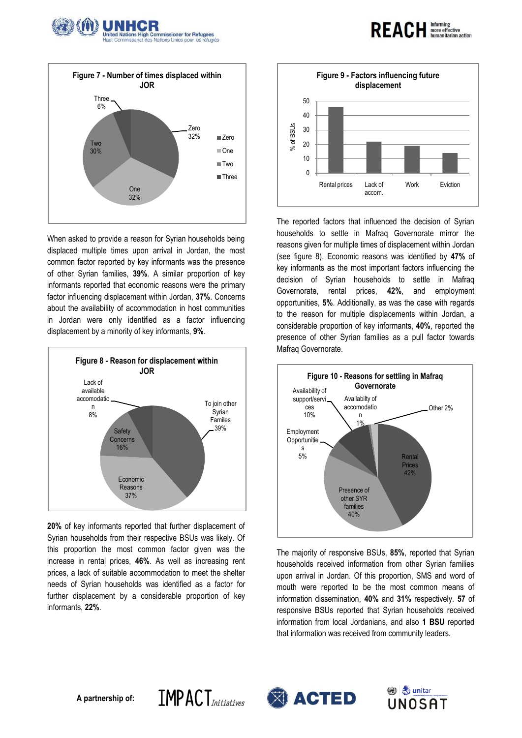**Figure 7 - Number of times displaced within JOR**

- Zero 32%
- One 32%
- Two 30%
- Three 6%

When asked to provide a reason for Syrian households being displaced multiple times upon arrival in Jordan, the most common factor reported by key informants was the presence of other Syrian families, **39%**. A similar proportion of key informants reported that economic reasons were the primary factor influencing displacement within Jordan, **37%**. Concerns about the availability of accommodation in host communities in Jordan were only identified as a factor influencing displacement by a minority of key informants, **9%**.

**Figure 8 - Reason for displacement within JOR**

- To join other Syrian Familes 39%
- Economic Reasons 37%
- Safety Concerns 16%
- Lack of available accomodation 8%

**20%** of key informants reported that further displacement of Syrian households from their respective BSUs was likely. Of this proportion the most common factor given was the increase in rental prices, **46%**. As well as increasing rent prices, a lack of suitable accommodation to meet the shelter needs of Syrian households was identified as a factor for further displacement by a considerable proportion of key informants, **22%**.

**Figure 9 - Factors influencing future displacement**

| Factor | % of BSUs |
|---|---|
| Rental prices | 46 |
| Lack of accom. | 22 |
| Work | 19 |
| Eviction | 14 |

The reported factors that influenced the decision of Syrian households to settle in Mafraq Governorate mirror the reasons given for multiple times of displacement within Jordan (see figure 8). Economic reasons was identified by **47%** of key informants as the most important factors influencing the decision of Syrian households to settle in Mafraq Governorate, rental prices, **42%**, and employment opportunities, **5%**. Additionally, as was the case with regards to the reason for multiple displacements within Jordan, a considerable proportion of key informants, **40%**, reported the presence of other Syrian families as a pull factor towards Mafraq Governorate.

**Figure 10 - Reasons for settling in Mafraq Governorate**

- Rental Prices 42%
- Presence of other SYR families 40%
- Availability of support/services 10%
- Employment Opportunities 5%
- Availabilty of accomodation 1%
- Other 2%

The majority of responsive BSUs, **85%**, reported that Syrian households received information from other Syrian families upon arrival in Jordan. Of this proportion, SMS and word of mouth were reported to be the most common means of information dissemination, **40%** and **31%** respectively. **57** of responsive BSUs reported that Syrian households received information from local Jordanians, and also **1 BSU** reported that information was received from community leaders.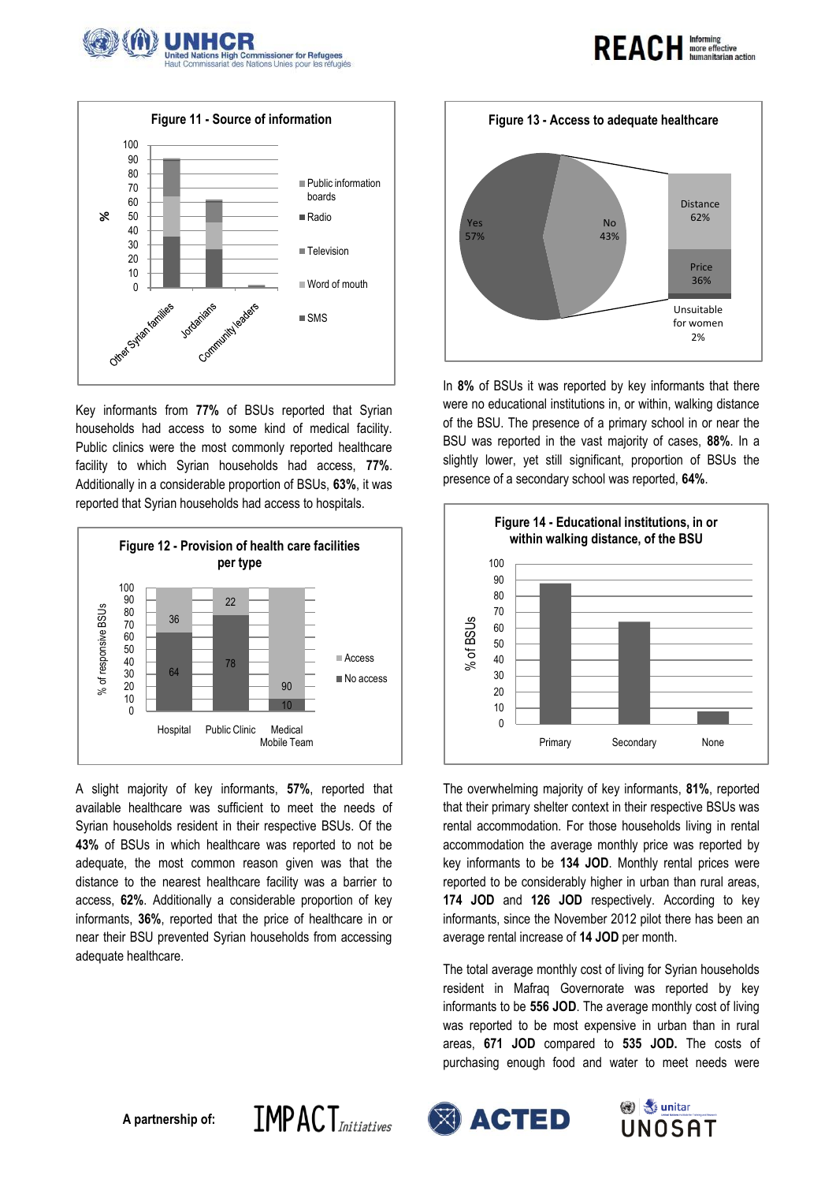**Figure 11 - Source of information**

Key informants from **77%** of BSUs reported that Syrian households had access to some kind of medical facility. Public clinics were the most commonly reported healthcare facility to which Syrian households had access, **77%**. Additionally in a considerable proportion of BSUs, **63%**, it was reported that Syrian households had access to hospitals.

**Figure 12 - Provision of health care facilities per type**

| | Hospital | Public Clinic | Medical Mobile Team |
|---|---|---|---|
| Access | 36 | 22 | 90 |
| No access | 64 | 78 | 10 |

A slight majority of key informants, **57%**, reported that available healthcare was sufficient to meet the needs of Syrian households resident in their respective BSUs. Of the **43%** of BSUs in which healthcare was reported to not be adequate, the most common reason given was that the distance to the nearest healthcare facility was a barrier to access, **62%**. Additionally a considerable proportion of key informants, **36%**, reported that the price of healthcare in or near their BSU prevented Syrian households from accessing adequate healthcare.

**Figure 13 - Access to adequate healthcare**

Yes 57%; No 43% (Distance 62%; Price 36%; Unsuitable for women 2%)

In **8%** of BSUs it was reported by key informants that there were no educational institutions in, or within, walking distance of the BSU. The presence of a primary school in or near the BSU was reported in the vast majority of cases, **88%**. In a slightly lower, yet still significant, proportion of BSUs the presence of a secondary school was reported, **64%**.

**Figure 14 - Educational institutions, in or within walking distance, of the BSU**

The overwhelming majority of key informants, **81%**, reported that their primary shelter context in their respective BSUs was rental accommodation. For those households living in rental accommodation the average monthly price was reported by key informants to be **134 JOD**. Monthly rental prices were reported to be considerably higher in urban than rural areas, **174 JOD** and **126 JOD** respectively. According to key informants, since the November 2012 pilot there has been an average rental increase of **14 JOD** per month.

The total average monthly cost of living for Syrian households resident in Mafraq Governorate was reported by key informants to be **556 JOD**. The average monthly cost of living was reported to be most expensive in urban than in rural areas, **671 JOD** compared to **535 JOD.** The costs of purchasing enough food and water to meet needs were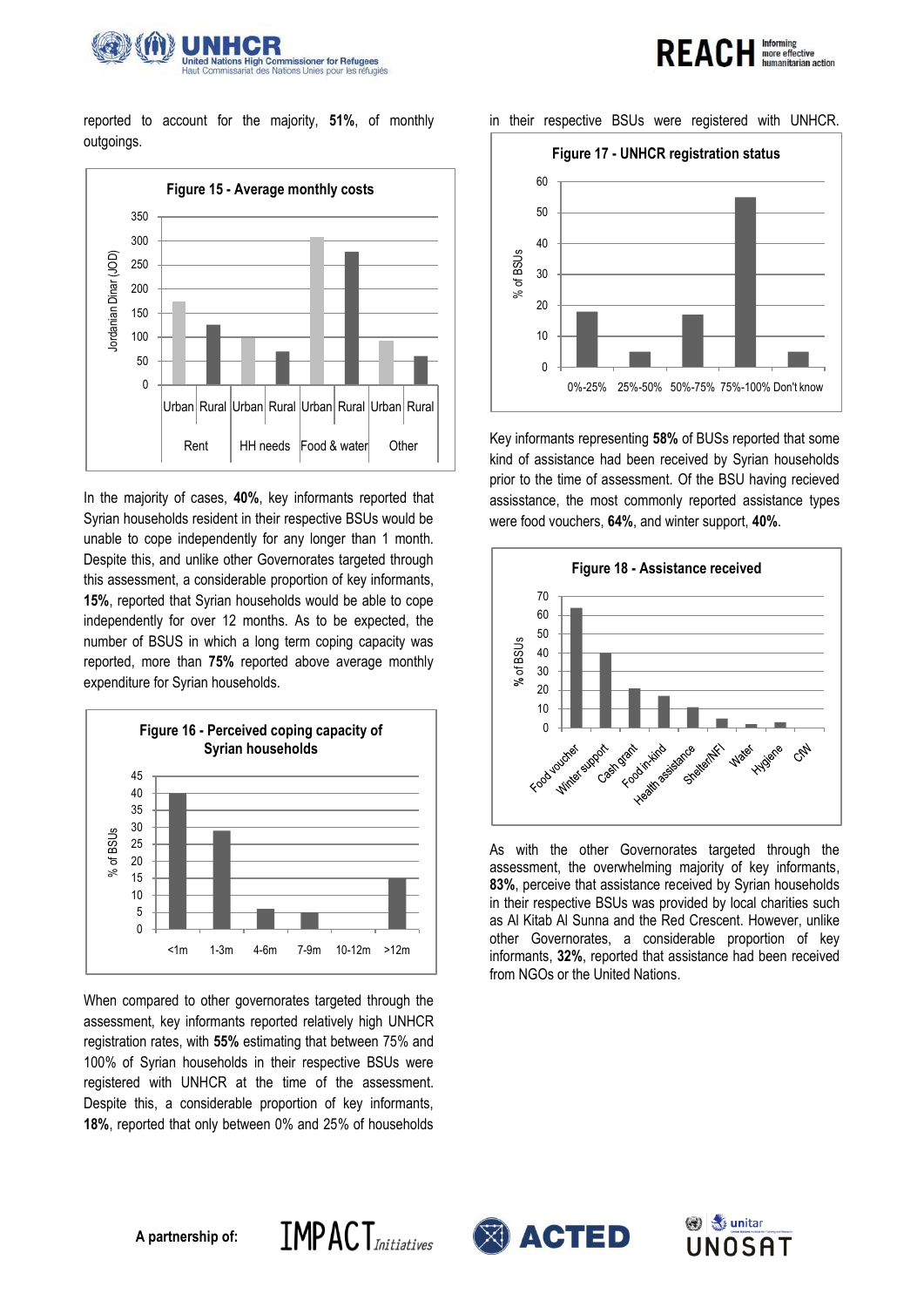reported to account for the majority, **51%**, of monthly outgoings.

**Figure 15 - Average monthly costs**

In the majority of cases, **40%**, key informants reported that Syrian households resident in their respective BSUs would be unable to cope independently for any longer than 1 month. Despite this, and unlike other Governorates targeted through this assessment, a considerable proportion of key informants, **15%**, reported that Syrian households would be able to cope independently for over 12 months. As to be expected, the number of BSUS in which a long term coping capacity was reported, more than **75%** reported above average monthly expenditure for Syrian households.

**Figure 16 - Perceived coping capacity of Syrian households**

When compared to other governorates targeted through the assessment, key informants reported relatively high UNHCR registration rates, with **55%** estimating that between 75% and 100% of Syrian households in their respective BSUs were registered with UNHCR at the time of the assessment. Despite this, a considerable proportion of key informants, **18%**, reported that only between 0% and 25% of households in their respective BSUs were registered with UNHCR.

**Figure 17 - UNHCR registration status**

Key informants representing **58%** of BUSs reported that some kind of assistance had been received by Syrian households prior to the time of assessment. Of the BSU having recieved assisstance, the most commonly reported assistance types were food vouchers, **64%**, and winter support, **40%**.

**Figure 18 - Assistance received**

As with the other Governorates targeted through the assessment, the overwhelming majority of key informants, **83%**, perceive that assistance received by Syrian households in their respective BSUs was provided by local charities such as Al Kitab Al Sunna and the Red Crescent. However, unlike other Governorates, a considerable proportion of key informants, **32%**, reported that assistance had been received from NGOs or the United Nations.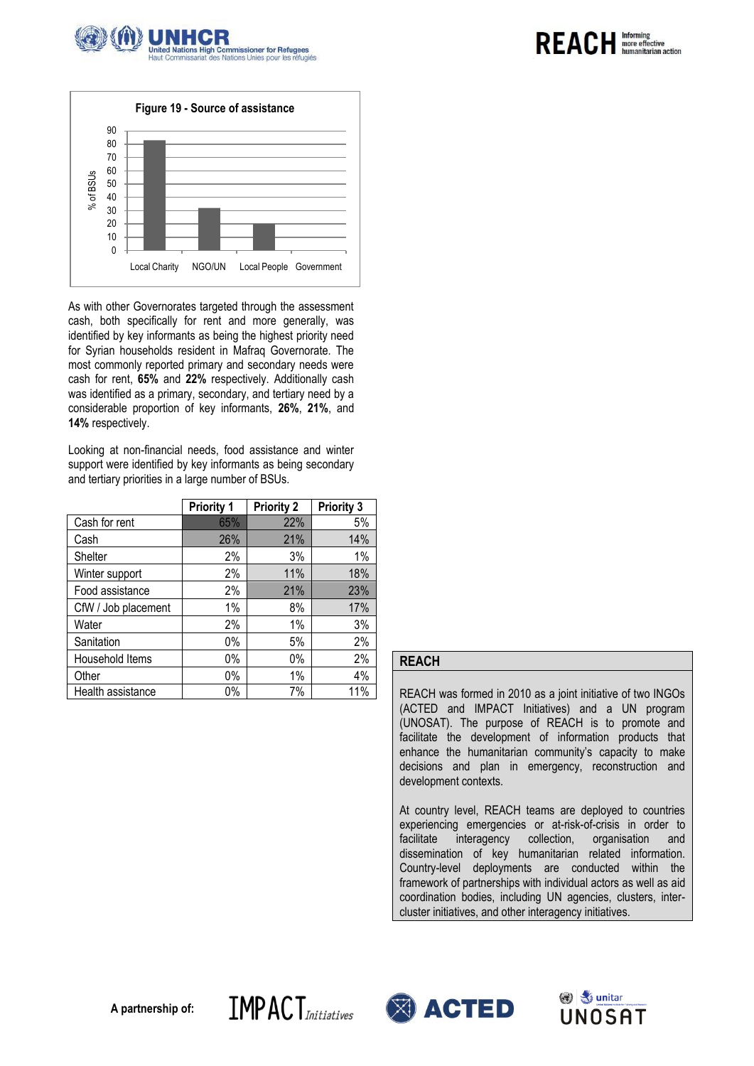**Figure 19 - Source of assistance**

% of BSUs

90
80
70
60
50
40
30
20
10
0

Local Charity
NGO/UN
Local People
Government

As with other Governorates targeted through the assessment cash, both specifically for rent and more generally, was identified by key informants as being the highest priority need for Syrian households resident in Mafraq Governorate. The most commonly reported primary and secondary needs were cash for rent, **65%** and **22%** respectively. Additionally cash was identified as a primary, secondary, and tertiary need by a considerable proportion of key informants, **26%**, **21%**, and **14%** respectively.

Looking at non-financial needs, food assistance and winter support were identified by key informants as being secondary and tertiary priorities in a large number of BSUs.

| | Priority 1 | Priority 2 | Priority 3 |
|---|---|---|---|
| Cash for rent | 65% | 22% | 5% |
| Cash | 26% | 21% | 14% |
| Shelter | 2% | 3% | 1% |
| Winter support | 2% | 11% | 18% |
| Food assistance | 2% | 21% | 23% |
| CfW / Job placement | 1% | 8% | 17% |
| Water | 2% | 1% | 3% |
| Sanitation | 0% | 5% | 2% |
| Household Items | 0% | 0% | 2% |
| Other | 0% | 1% | 4% |
| Health assistance | 0% | 7% | 11% |

## REACH

REACH was formed in 2010 as a joint initiative of two INGOs (ACTED and IMPACT Initiatives) and a UN program (UNOSAT). The purpose of REACH is to promote and facilitate the development of information products that enhance the humanitarian community's capacity to make decisions and plan in emergency, reconstruction and development contexts.

At country level, REACH teams are deployed to countries experiencing emergencies or at-risk-of-crisis in order to facilitate interagency collection, organisation and dissemination of key humanitarian related information. Country-level deployments are conducted within the framework of partnerships with individual actors as well as aid coordination bodies, including UN agencies, clusters, inter-cluster initiatives, and other interagency initiatives.

A partnership of: IMPACT Initiatives, ACTED, UNOSAT